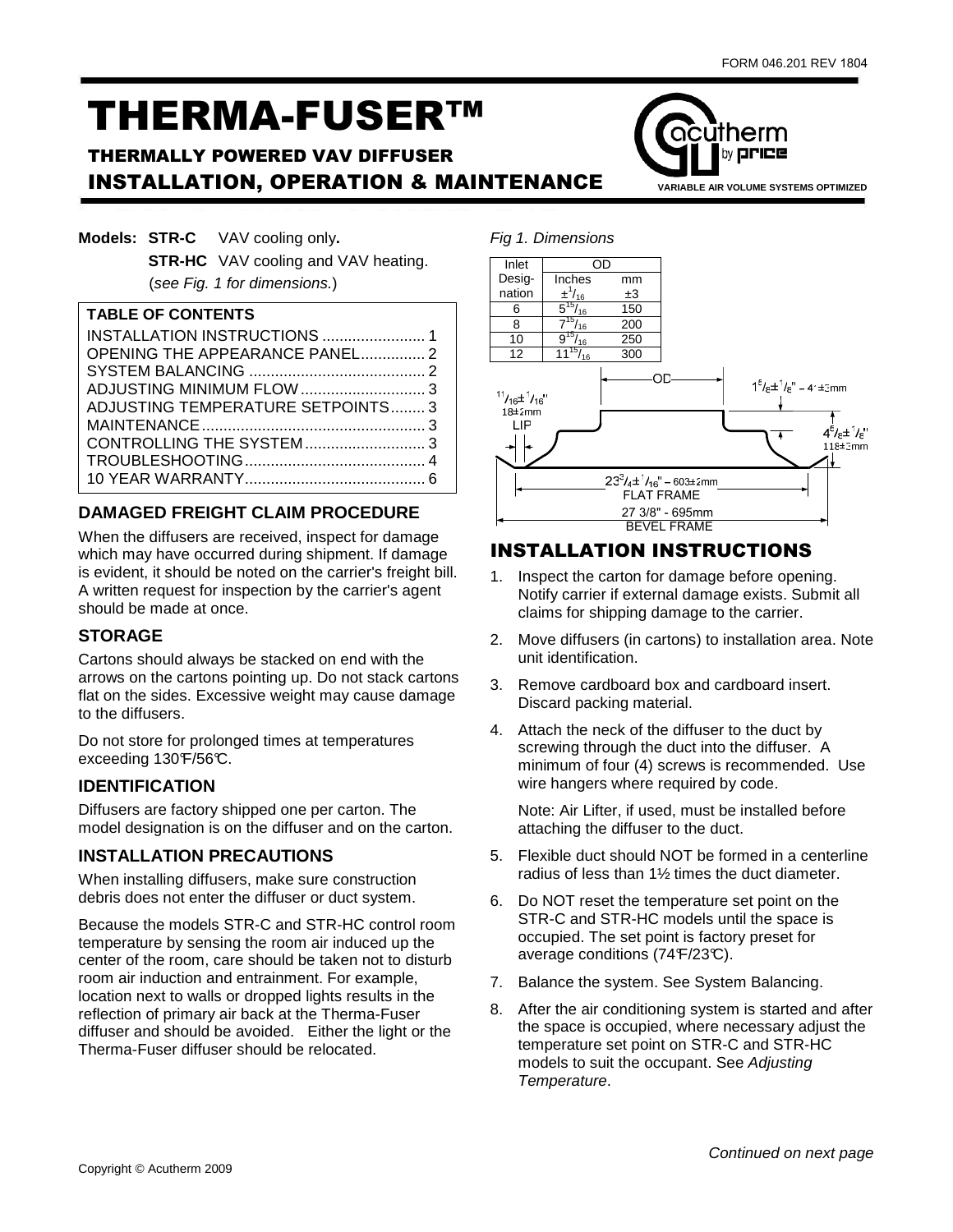# THERMA-FUSER™

## THERMALLY POWERED VAV DIFFUSER

## INSTALLATION, OPERATION & MAINTENANCE

**Models:** **STR-C** VAV cooling only**.**

**STR-HC** VAV cooling and VAV heating.

(*see Fig. 1 for dimensions.*)

| TABLE OF CONTENTS | |
|---|---|
| INSTALLATION INSTRUCTIONS | 1 |
| OPENING THE APPEARANCE PANEL | 2 |
| SYSTEM BALANCING | 2 |
| ADJUSTING MINIMUM FLOW | 3 |
| ADJUSTING TEMPERATURE SETPOINTS | 3 |
| MAINTENANCE | 3 |
| CONTROLLING THE SYSTEM | 3 |
| TROUBLESHOOTING | 4 |
| 10 YEAR WARRANTY | 6 |

### DAMAGED FREIGHT CLAIM PROCEDURE

When the diffusers are received, inspect for damage which may have occurred during shipment. If damage is evident, it should be noted on the carrier's freight bill. A written request for inspection by the carrier's agent should be made at once.

### STORAGE

Cartons should always be stacked on end with the arrows on the cartons pointing up. Do not stack cartons flat on the sides. Excessive weight may cause damage to the diffusers.

Do not store for prolonged times at temperatures exceeding 130°F/56°C.

### IDENTIFICATION

Diffusers are factory shipped one per carton. The model designation is on the diffuser and on the carton.

### INSTALLATION PRECAUTIONS

When installing diffusers, make sure construction debris does not enter the diffuser or duct system.

Because the models STR-C and STR-HC control room temperature by sensing the room air induced up the center of the room, care should be taken not to disturb room air induction and entrainment. For example, location next to walls or dropped lights results in the reflection of primary air back at the Therma-Fuser diffuser and should be avoided. Either the light or the Therma-Fuser diffuser should be relocated.

*Fig 1. Dimensions*

| Inlet Designation | OD Inches $\pm^1/_{16}$ | OD mm ±3 |
|---|---|---|
| 6 | $5^{15}/_{16}$ | 150 |
| 8 | $7^{15}/_{16}$ | 200 |
| 10 | $9^{15}/_{16}$ | 250 |
| 12 | $11^{15}/_{16}$ | 300 |

OD

$^{11}/_{16}\pm^1/_{16}$" 18±2mm LIP

$1^5/_8\pm^1/_8$" – 41±3mm

$4^5/_8\pm^1/_8$" 118±3mm

$23^3/_4\pm^1/_{16}$" – 603±2mm FLAT FRAME

27 3/8" - 695mm BEVEL FRAME

## INSTALLATION INSTRUCTIONS

1. Inspect the carton for damage before opening. Notify carrier if external damage exists. Submit all claims for shipping damage to the carrier.
2. Move diffusers (in cartons) to installation area. Note unit identification.
3. Remove cardboard box and cardboard insert. Discard packing material.
4. Attach the neck of the diffuser to the duct by screwing through the duct into the diffuser. A minimum of four (4) screws is recommended. Use wire hangers where required by code.

   Note: Air Lifter, if used, must be installed before attaching the diffuser to the duct.
5. Flexible duct should NOT be formed in a centerline radius of less than 1½ times the duct diameter.
6. Do NOT reset the temperature set point on the STR-C and STR-HC models until the space is occupied. The set point is factory preset for average conditions (74°F/23°C).
7. Balance the system. See System Balancing.
8. After the air conditioning system is started and after the space is occupied, where necessary adjust the temperature set point on STR-C and STR-HC models to suit the occupant. See *Adjusting Temperature*.

*Continued on next page*

Copyright © Acutherm 2009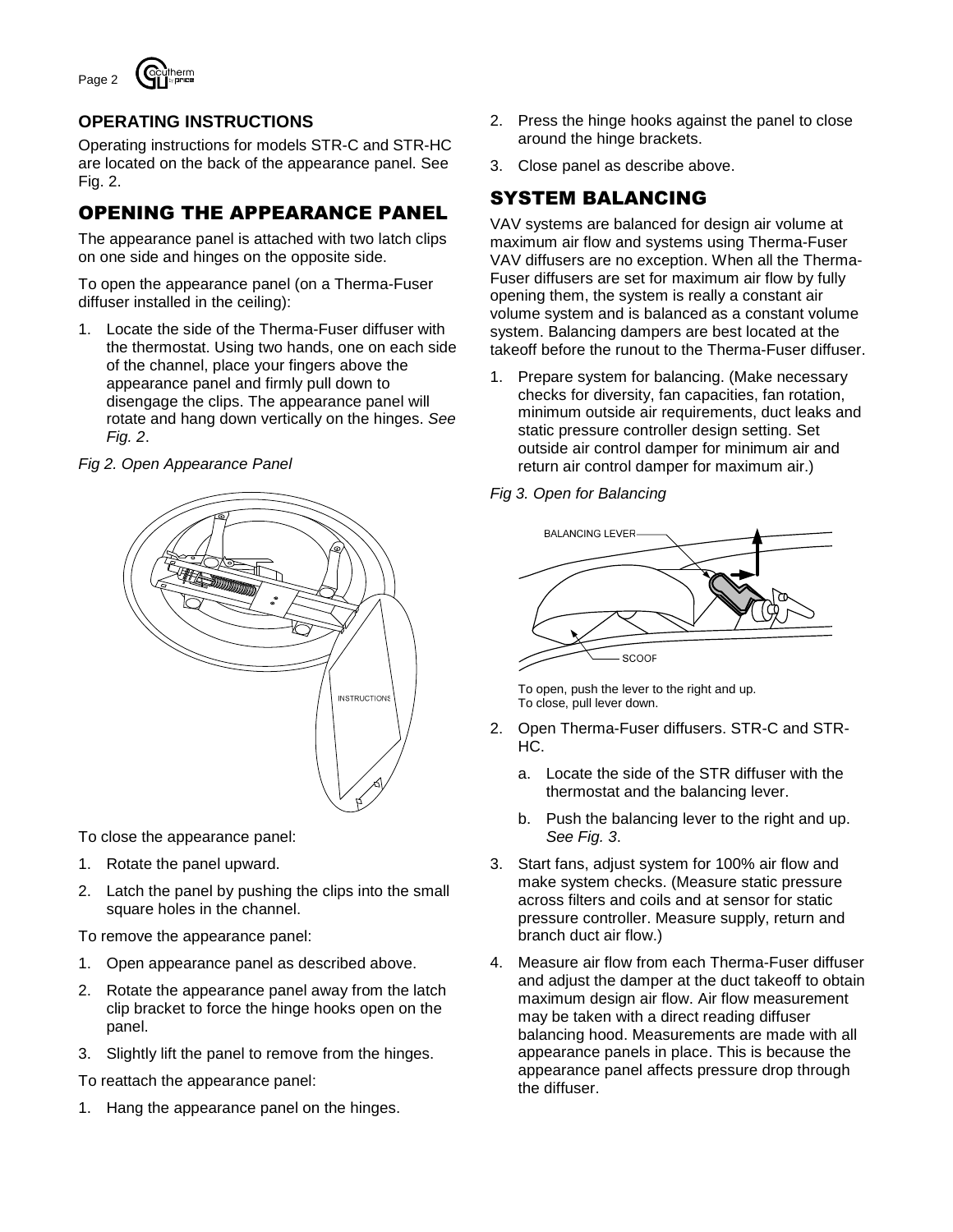## OPERATING INSTRUCTIONS

Operating instructions for models STR-C and STR-HC are located on the back of the appearance panel. See Fig. 2.

## OPENING THE APPEARANCE PANEL

The appearance panel is attached with two latch clips on one side and hinges on the opposite side.

To open the appearance panel (on a Therma-Fuser diffuser installed in the ceiling):

1. Locate the side of the Therma-Fuser diffuser with the thermostat. Using two hands, one on each side of the channel, place your fingers above the appearance panel and firmly pull down to disengage the clips. The appearance panel will rotate and hang down vertically on the hinges. *See Fig. 2*.

*Fig 2. Open Appearance Panel*

To close the appearance panel:

1. Rotate the panel upward.
2. Latch the panel by pushing the clips into the small square holes in the channel.

To remove the appearance panel:

1. Open appearance panel as described above.
2. Rotate the appearance panel away from the latch clip bracket to force the hinge hooks open on the panel.
3. Slightly lift the panel to remove from the hinges.

To reattach the appearance panel:

1. Hang the appearance panel on the hinges.
2. Press the hinge hooks against the panel to close around the hinge brackets.
3. Close panel as describe above.

## SYSTEM BALANCING

VAV systems are balanced for design air volume at maximum air flow and systems using Therma-Fuser VAV diffusers are no exception. When all the Therma-Fuser diffusers are set for maximum air flow by fully opening them, the system is really a constant air volume system and is balanced as a constant volume system. Balancing dampers are best located at the takeoff before the runout to the Therma-Fuser diffuser.

1. Prepare system for balancing. (Make necessary checks for diversity, fan capacities, fan rotation, minimum outside air requirements, duct leaks and static pressure controller design setting. Set outside air control damper for minimum air and return air control damper for maximum air.)

*Fig 3. Open for Balancing*

To open, push the lever to the right and up.
To close, pull lever down.

2. Open Therma-Fuser diffusers. STR-C and STR-HC.
   a. Locate the side of the STR diffuser with the thermostat and the balancing lever.
   b. Push the balancing lever to the right and up. *See Fig. 3*.
3. Start fans, adjust system for 100% air flow and make system checks. (Measure static pressure across filters and coils and at sensor for static pressure controller. Measure supply, return and branch duct air flow.)
4. Measure air flow from each Therma-Fuser diffuser and adjust the damper at the duct takeoff to obtain maximum design air flow. Air flow measurement may be taken with a direct reading diffuser balancing hood. Measurements are made with all appearance panels in place. This is because the appearance panel affects pressure drop through the diffuser.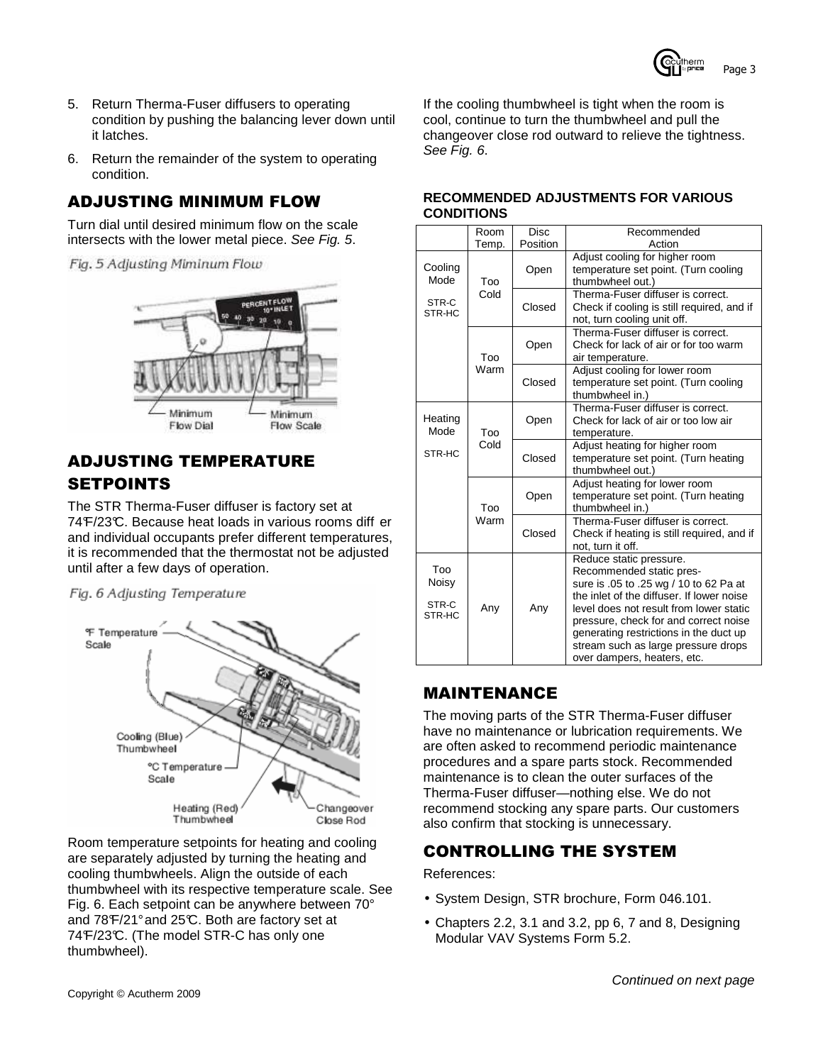5. Return Therma-Fuser diffusers to operating condition by pushing the balancing lever down until it latches.
6. Return the remainder of the system to operating condition.

## ADJUSTING MINIMUM FLOW

Turn dial until desired minimum flow on the scale intersects with the lower metal piece. *See Fig. 5*.

*Fig. 5 Adjusting Miminum Flow*

## ADJUSTING TEMPERATURE SETPOINTS

The STR Therma-Fuser diffuser is factory set at 74°F/23°C. Because heat loads in various rooms diff er and individual occupants prefer different temperatures, it is recommended that the thermostat not be adjusted until after a few days of operation.

*Fig. 6 Adjusting Temperature*

Room temperature setpoints for heating and cooling are separately adjusted by turning the heating and cooling thumbwheels. Align the outside of each thumbwheel with its respective temperature scale. See Fig. 6. Each setpoint can be anywhere between 70° and 78°F/21° and 25°C. Both are factory set at 74°F/23°C. (The model STR-C has only one thumbwheel).

If the cooling thumbwheel is tight when the room is cool, continue to turn the thumbwheel and pull the changeover close rod outward to relieve the tightness. *See Fig. 6*.

**RECOMMENDED ADJUSTMENTS FOR VARIOUS CONDITIONS**

| | Room Temp. | Disc Position | Recommended Action |
|---|---|---|---|
| Cooling Mode STR-C STR-HC | Too Cold | Open | Adjust cooling for higher room temperature set point. (Turn cooling thumbwheel out.) |
| | | Closed | Therma-Fuser diffuser is correct. Check if cooling is still required, and if not, turn cooling unit off. |
| | Too Warm | Open | Therma-Fuser diffuser is correct. Check for lack of air or for too warm air temperature. |
| | | Closed | Adjust cooling for lower room temperature set point. (Turn cooling thumbwheel in.) |
| Heating Mode STR-HC | Too Cold | Open | Therma-Fuser diffuser is correct. Check for lack of air or too low air temperature. |
| | | Closed | Adjust heating for higher room temperature set point. (Turn heating thumbwheel out.) |
| | Too Warm | Open | Adjust heating for lower room temperature set point. (Turn heating thumbwheel in.) |
| | | Closed | Therma-Fuser diffuser is correct. Check if heating is still required, and if not, turn it off. |
| Too Noisy STR-C STR-HC | Any | Any | Reduce static pressure. Recommended static pressure is .05 to .25 wg / 10 to 62 Pa at the inlet of the diffuser. If lower noise level does not result from lower static pressure, check for and correct noise generating restrictions in the duct up stream such as large pressure drops over dampers, heaters, etc. |

## MAINTENANCE

The moving parts of the STR Therma-Fuser diffuser have no maintenance or lubrication requirements. We are often asked to recommend periodic maintenance procedures and a spare parts stock. Recommended maintenance is to clean the outer surfaces of the Therma-Fuser diffuser—nothing else. We do not recommend stocking any spare parts. Our customers also confirm that stocking is unnecessary.

## CONTROLLING THE SYSTEM

References:

- System Design, STR brochure, Form 046.101.
- Chapters 2.2, 3.1 and 3.2, pp 6, 7 and 8, Designing Modular VAV Systems Form 5.2.

*Continued on next page*

Copyright © Acutherm 2009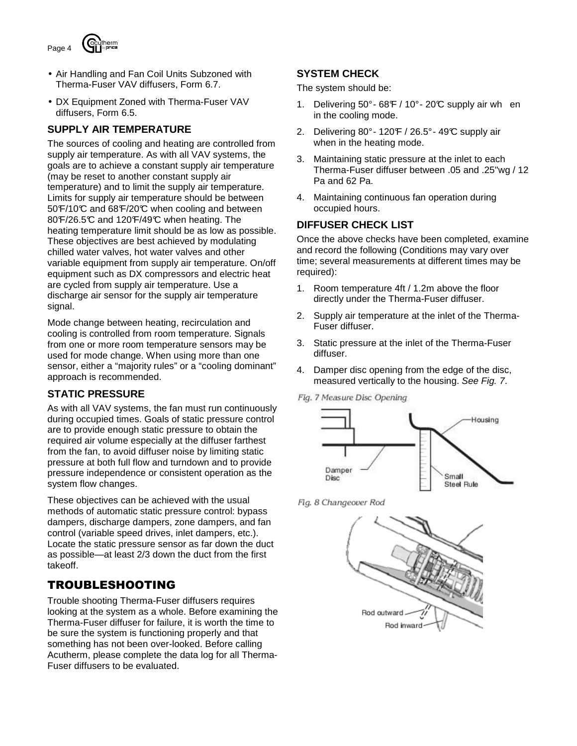- Air Handling and Fan Coil Units Subzoned with Therma-Fuser VAV diffusers, Form 6.7.
- DX Equipment Zoned with Therma-Fuser VAV diffusers, Form 6.5.

### SUPPLY AIR TEMPERATURE

The sources of cooling and heating are controlled from supply air temperature. As with all VAV systems, the goals are to achieve a constant supply air temperature (may be reset to another constant supply air temperature) and to limit the supply air temperature. Limits for supply air temperature should be between 50°F/10°C and 68°F/20°C when cooling and between 80°F/26.5°C and 120°F/49°C when heating. The heating temperature limit should be as low as possible. These objectives are best achieved by modulating chilled water valves, hot water valves and other variable equipment from supply air temperature. On/off equipment such as DX compressors and electric heat are cycled from supply air temperature. Use a discharge air sensor for the supply air temperature signal.

Mode change between heating, recirculation and cooling is controlled from room temperature. Signals from one or more room temperature sensors may be used for mode change. When using more than one sensor, either a "majority rules" or a "cooling dominant" approach is recommended.

### STATIC PRESSURE

As with all VAV systems, the fan must run continuously during occupied times. Goals of static pressure control are to provide enough static pressure to obtain the required air volume especially at the diffuser farthest from the fan, to avoid diffuser noise by limiting static pressure at both full flow and turndown and to provide pressure independence or consistent operation as the system flow changes.

These objectives can be achieved with the usual methods of automatic static pressure control: bypass dampers, discharge dampers, zone dampers, and fan control (variable speed drives, inlet dampers, etc.). Locate the static pressure sensor as far down the duct as possible—at least 2/3 down the duct from the first takeoff.

## TROUBLESHOOTING

Trouble shooting Therma-Fuser diffusers requires looking at the system as a whole. Before examining the Therma-Fuser diffuser for failure, it is worth the time to be sure the system is functioning properly and that something has not been over-looked. Before calling Acutherm, please complete the data log for all Therma-Fuser diffusers to be evaluated.

### SYSTEM CHECK

The system should be:

1. Delivering 50° - 68°F / 10° - 20°C supply air when in the cooling mode.
2. Delivering 80° - 120°F / 26.5° - 49°C supply air when in the heating mode.
3. Maintaining static pressure at the inlet to each Therma-Fuser diffuser between .05 and .25"wg / 12 Pa and 62 Pa.
4. Maintaining continuous fan operation during occupied hours.

### DIFFUSER CHECK LIST

Once the above checks have been completed, examine and record the following (Conditions may vary over time; several measurements at different times may be required):

1. Room temperature 4ft / 1.2m above the floor directly under the Therma-Fuser diffuser.
2. Supply air temperature at the inlet of the Therma-Fuser diffuser.
3. Static pressure at the inlet of the Therma-Fuser diffuser.
4. Damper disc opening from the edge of the disc, measured vertically to the housing. *See Fig. 7*.

*Fig. 7 Measure Disc Opening*

Housing
Damper Disc
Small Steel Rule

*Fig. 8 Changeover Rod*

Rod outward
Rod inward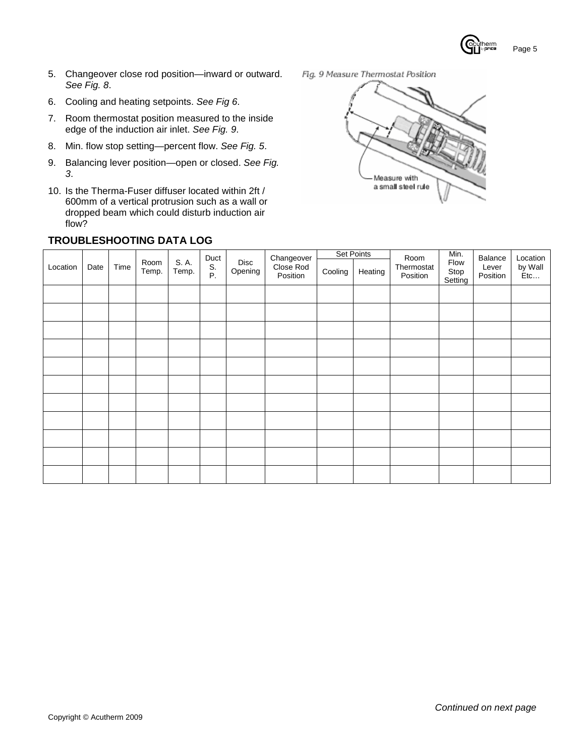5. Changeover close rod position—inward or outward. *See Fig. 8*.
6. Cooling and heating setpoints. *See Fig 6*.
7. Room thermostat position measured to the inside edge of the induction air inlet. *See Fig. 9*.
8. Min. flow stop setting—percent flow. *See Fig. 5*.
9. Balancing lever position—open or closed. *See Fig. 3*.
10. Is the Therma-Fuser diffuser located within 2ft / 600mm of a vertical protrusion such as a wall or dropped beam which could disturb induction air flow?

*Fig. 9 Measure Thermostat Position*

Measure with a small steel rule

## TROUBLESHOOTING DATA LOG

| Location | Date | Time | Room Temp. | S. A. Temp. | Duct S. P. | Disc Opening | Changeover Close Rod Position | Set Points | | Room Thermostat Position | Min. Flow Stop Setting | Balance Lever Position | Location by Wall Etc… |
|---|---|---|---|---|---|---|---|---|---|---|---|---|---|
| | | | | | | | | Cooling | Heating | | | | |
| | | | | | | | | | | | | | |
| | | | | | | | | | | | | | |
| | | | | | | | | | | | | | |
| | | | | | | | | | | | | | |
| | | | | | | | | | | | | | |
| | | | | | | | | | | | | | |
| | | | | | | | | | | | | | |
| | | | | | | | | | | | | | |
| | | | | | | | | | | | | | |
| | | | | | | | | | | | | | |
| | | | | | | | | | | | | | |

*Continued on next page*

Copyright © Acutherm 2009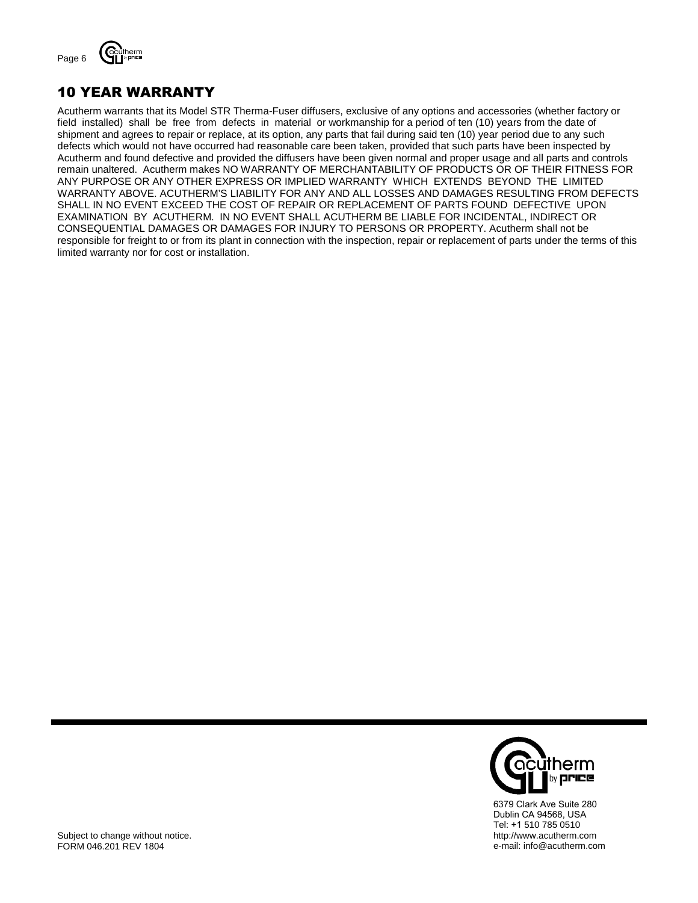## 10 YEAR WARRANTY

Acutherm warrants that its Model STR Therma-Fuser diffusers, exclusive of any options and accessories (whether factory or field installed) shall be free from defects in material or workmanship for a period of ten (10) years from the date of shipment and agrees to repair or replace, at its option, any parts that fail during said ten (10) year period due to any such defects which would not have occurred had reasonable care been taken, provided that such parts have been inspected by Acutherm and found defective and provided the diffusers have been given normal and proper usage and all parts and controls remain unaltered. Acutherm makes NO WARRANTY OF MERCHANTABILITY OF PRODUCTS OR OF THEIR FITNESS FOR ANY PURPOSE OR ANY OTHER EXPRESS OR IMPLIED WARRANTY WHICH EXTENDS BEYOND THE LIMITED WARRANTY ABOVE. ACUTHERM'S LIABILITY FOR ANY AND ALL LOSSES AND DAMAGES RESULTING FROM DEFECTS SHALL IN NO EVENT EXCEED THE COST OF REPAIR OR REPLACEMENT OF PARTS FOUND DEFECTIVE UPON EXAMINATION BY ACUTHERM. IN NO EVENT SHALL ACUTHERM BE LIABLE FOR INCIDENTAL, INDIRECT OR CONSEQUENTIAL DAMAGES OR DAMAGES FOR INJURY TO PERSONS OR PROPERTY. Acutherm shall not be responsible for freight to or from its plant in connection with the inspection, repair or replacement of parts under the terms of this limited warranty nor for cost or installation.

---

acutherm by price

6379 Clark Ave Suite 280
Dublin CA 94568, USA
Tel: +1 510 785 0510
http://www.acutherm.com
e-mail: info@acutherm.com

Subject to change without notice.
FORM 046.201 REV 1804